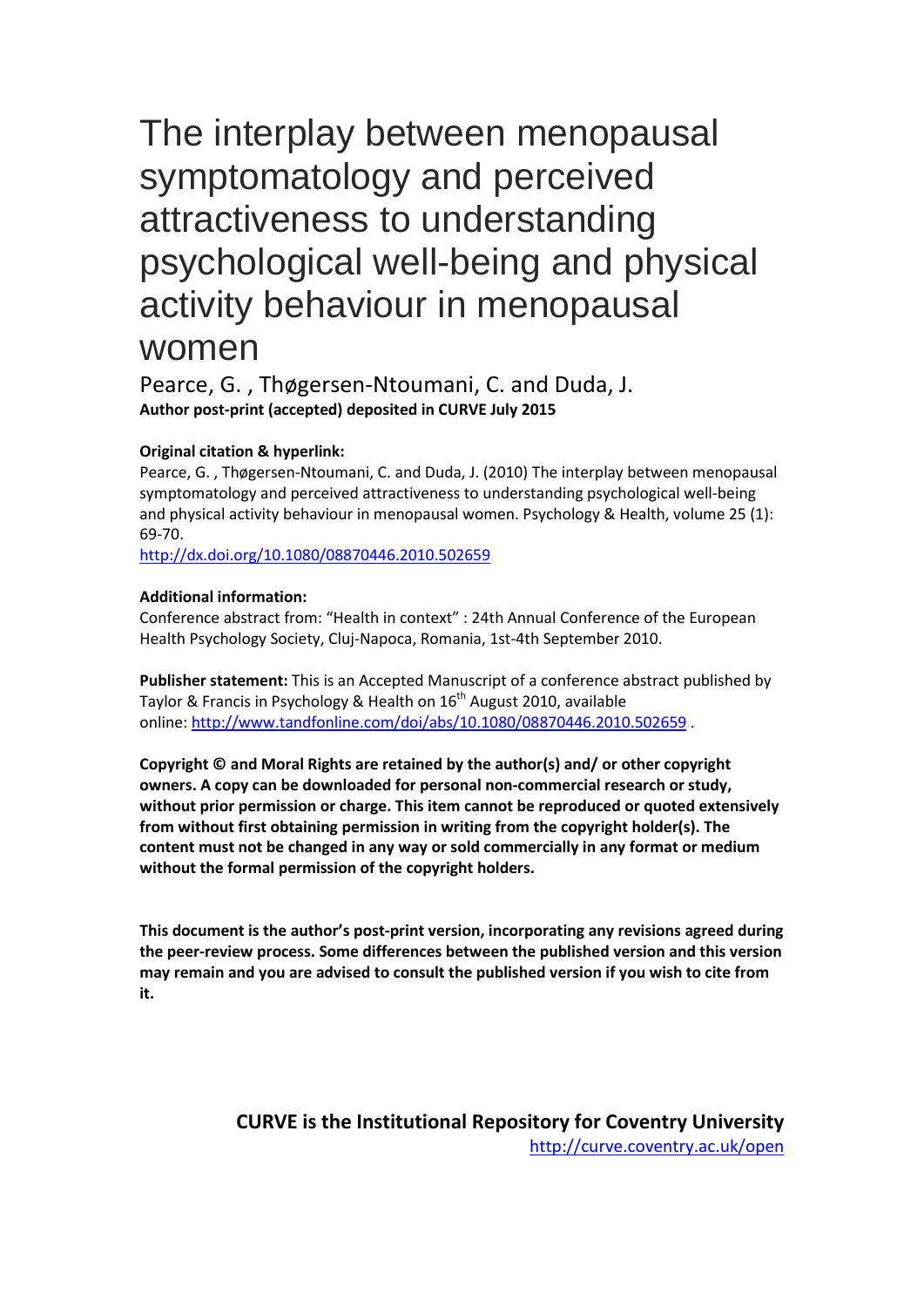# The interplay between menopausal symptomatology and perceived attractiveness to understanding psychological well-being and physical activity behaviour in menopausal women

Pearce, G. , Thøgersen-Ntoumani, C. and Duda, J.

**Author post-print (accepted) deposited in CURVE July 2015**

**Original citation & hyperlink:**

Pearce, G. , Thøgersen-Ntoumani, C. and Duda, J. (2010) The interplay between menopausal symptomatology and perceived attractiveness to understanding psychological well-being and physical activity behaviour in menopausal women. Psychology & Health, volume 25 (1): 69-70.

http://dx.doi.org/10.1080/08870446.2010.502659

**Additional information:**

Conference abstract from: "Health in context" : 24th Annual Conference of the European Health Psychology Society, Cluj-Napoca, Romania, 1st-4th September 2010.

**Publisher statement:** This is an Accepted Manuscript of a conference abstract published by Taylor & Francis in Psychology & Health on 16th August 2010, available online: http://www.tandfonline.com/doi/abs/10.1080/08870446.2010.502659 .

**Copyright © and Moral Rights are retained by the author(s) and/ or other copyright owners. A copy can be downloaded for personal non-commercial research or study, without prior permission or charge. This item cannot be reproduced or quoted extensively from without first obtaining permission in writing from the copyright holder(s). The content must not be changed in any way or sold commercially in any format or medium without the formal permission of the copyright holders.**

**This document is the author's post-print version, incorporating any revisions agreed during the peer-review process. Some differences between the published version and this version may remain and you are advised to consult the published version if you wish to cite from it.**

**CURVE is the Institutional Repository for Coventry University**

http://curve.coventry.ac.uk/open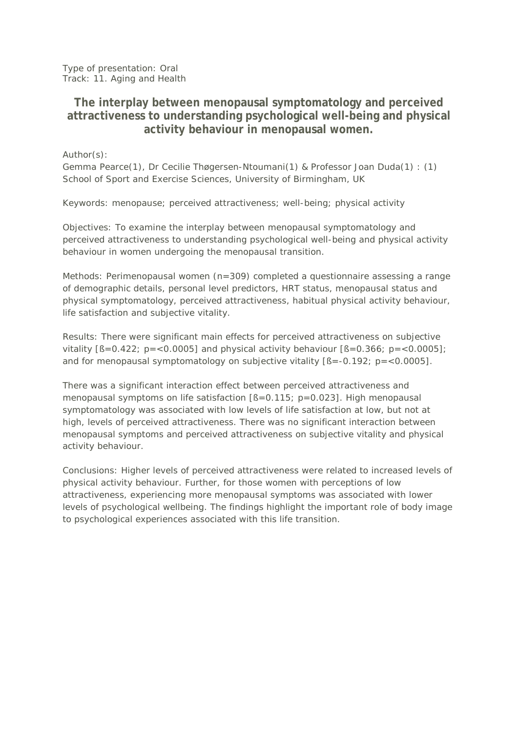Type of presentation: Oral
Track: 11. Aging and Health

## The interplay between menopausal symptomatology and perceived attractiveness to understanding psychological well-being and physical activity behaviour in menopausal women.

Author(s):
Gemma Pearce(1), Dr Cecilie Thøgersen-Ntoumani(1) & Professor Joan Duda(1) : (1) School of Sport and Exercise Sciences, University of Birmingham, UK

Keywords: menopause; perceived attractiveness; well-being; physical activity

Objectives: To examine the interplay between menopausal symptomatology and perceived attractiveness to understanding psychological well-being and physical activity behaviour in women undergoing the menopausal transition.

Methods: Perimenopausal women (n=309) completed a questionnaire assessing a range of demographic details, personal level predictors, HRT status, menopausal status and physical symptomatology, perceived attractiveness, habitual physical activity behaviour, life satisfaction and subjective vitality.

Results: There were significant main effects for perceived attractiveness on subjective vitality [ß=0.422; p=<0.0005] and physical activity behaviour [ß=0.366; p=<0.0005]; and for menopausal symptomatology on subjective vitality [ß=-0.192; p=<0.0005].

There was a significant interaction effect between perceived attractiveness and menopausal symptoms on life satisfaction [ß=0.115; p=0.023]. High menopausal symptomatology was associated with low levels of life satisfaction at low, but not at high, levels of perceived attractiveness. There was no significant interaction between menopausal symptoms and perceived attractiveness on subjective vitality and physical activity behaviour.

Conclusions: Higher levels of perceived attractiveness were related to increased levels of physical activity behaviour. Further, for those women with perceptions of low attractiveness, experiencing more menopausal symptoms was associated with lower levels of psychological wellbeing. The findings highlight the important role of body image to psychological experiences associated with this life transition.